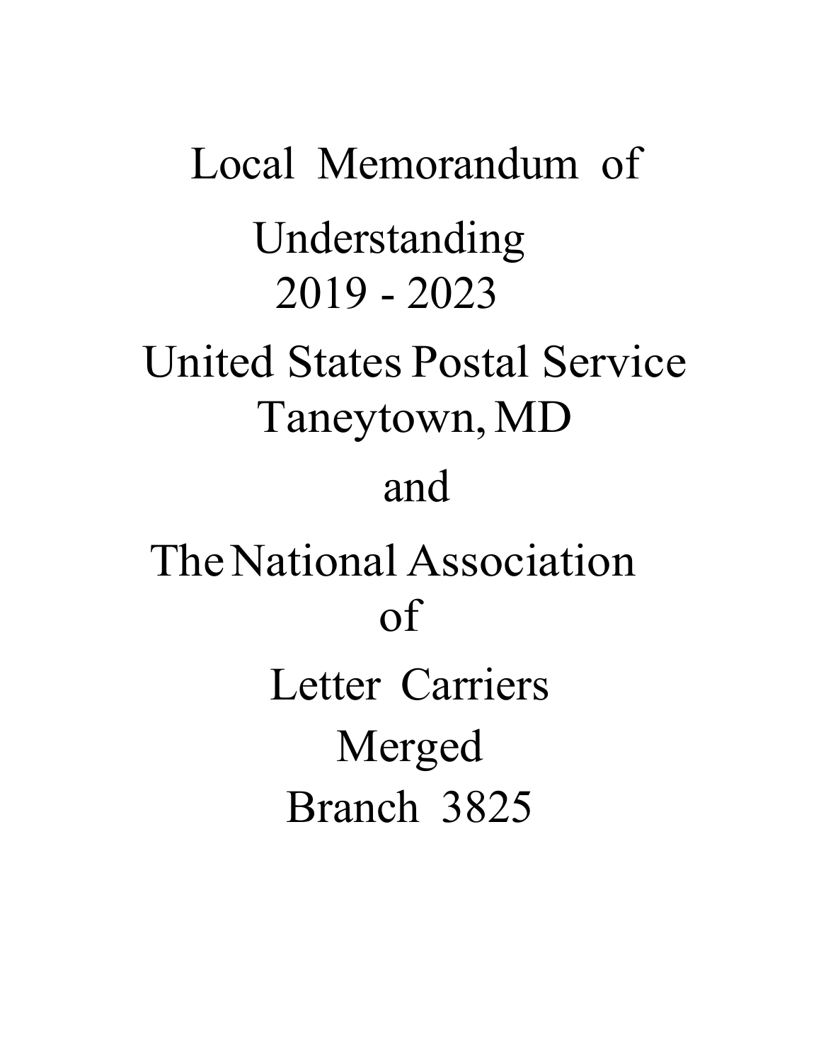# Local Memorandum of Understanding

## 2019 - 2023

## United States Postal Service
## Taneytown, MD

## and

## The National Association of Letter Carriers

## Merged Branch 3825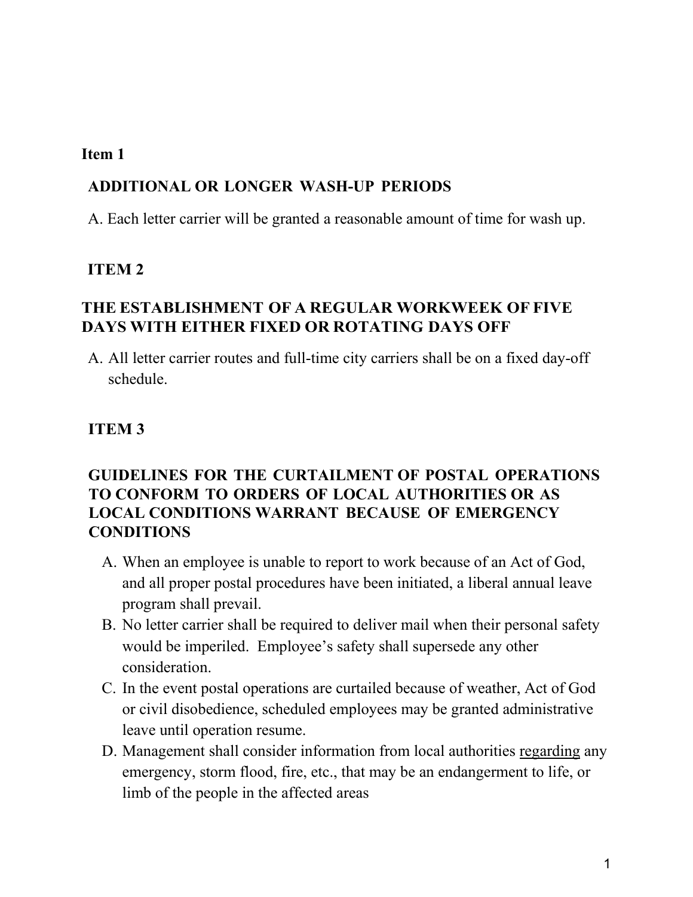**Item 1**

**ADDITIONAL OR LONGER WASH-UP PERIODS**

A. Each letter carrier will be granted a reasonable amount of time for wash up.

**ITEM 2**

**THE ESTABLISHMENT OF A REGULAR WORKWEEK OF FIVE DAYS WITH EITHER FIXED OR ROTATING DAYS OFF**

A. All letter carrier routes and full-time city carriers shall be on a fixed day-off schedule.

**ITEM 3**

**GUIDELINES FOR THE CURTAILMENT OF POSTAL OPERATIONS TO CONFORM TO ORDERS OF LOCAL AUTHORITIES OR AS LOCAL CONDITIONS WARRANT BECAUSE OF EMERGENCY CONDITIONS**

A. When an employee is unable to report to work because of an Act of God, and all proper postal procedures have been initiated, a liberal annual leave program shall prevail.
B. No letter carrier shall be required to deliver mail when their personal safety would be imperiled. Employee's safety shall supersede any other consideration.
C. In the event postal operations are curtailed because of weather, Act of God or civil disobedience, scheduled employees may be granted administrative leave until operation resume.
D. Management shall consider information from local authorities regarding any emergency, storm flood, fire, etc., that may be an endangerment to life, or limb of the people in the affected areas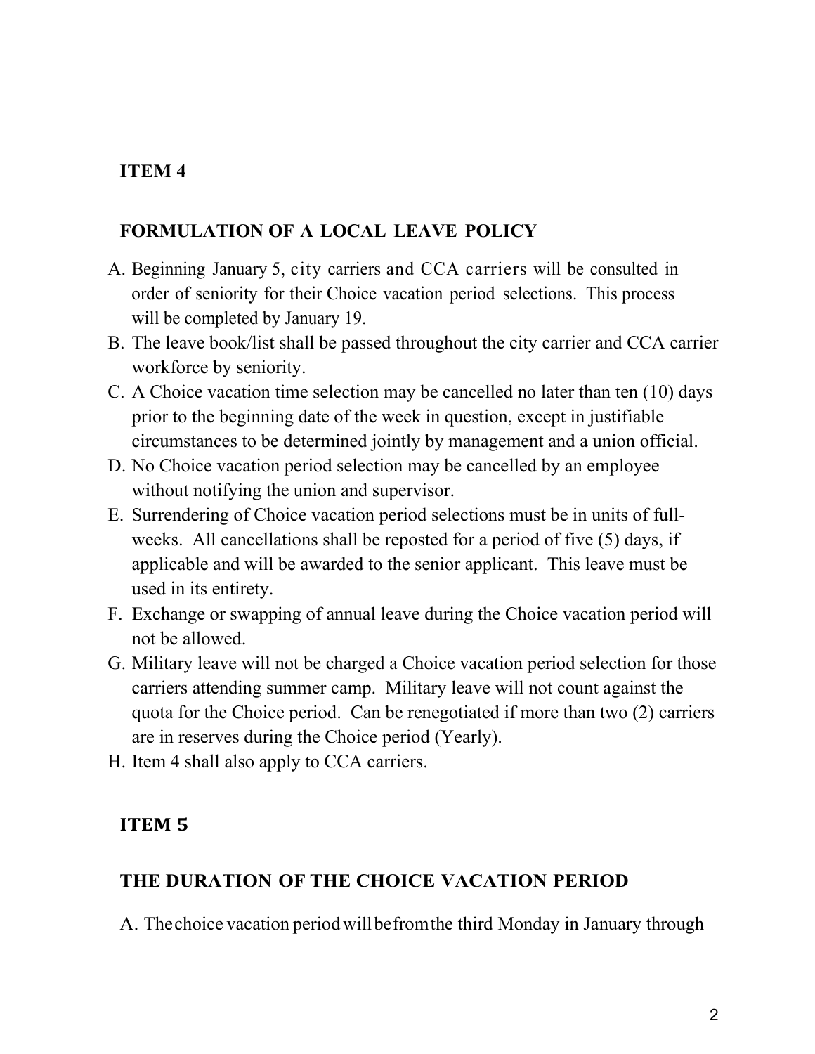## ITEM 4

## FORMULATION OF A LOCAL LEAVE POLICY

A. Beginning January 5, city carriers and CCA carriers will be consulted in order of seniority for their Choice vacation period selections. This process will be completed by January 19.
B. The leave book/list shall be passed throughout the city carrier and CCA carrier workforce by seniority.
C. A Choice vacation time selection may be cancelled no later than ten (10) days prior to the beginning date of the week in question, except in justifiable circumstances to be determined jointly by management and a union official.
D. No Choice vacation period selection may be cancelled by an employee without notifying the union and supervisor.
E. Surrendering of Choice vacation period selections must be in units of full-weeks. All cancellations shall be reposted for a period of five (5) days, if applicable and will be awarded to the senior applicant. This leave must be used in its entirety.
F. Exchange or swapping of annual leave during the Choice vacation period will not be allowed.
G. Military leave will not be charged a Choice vacation period selection for those carriers attending summer camp. Military leave will not count against the quota for the Choice period. Can be renegotiated if more than two (2) carriers are in reserves during the Choice period (Yearly).
H. Item 4 shall also apply to CCA carriers.

## ITEM 5

## THE DURATION OF THE CHOICE VACATION PERIOD

A. The choice vacation period will be from the third Monday in January through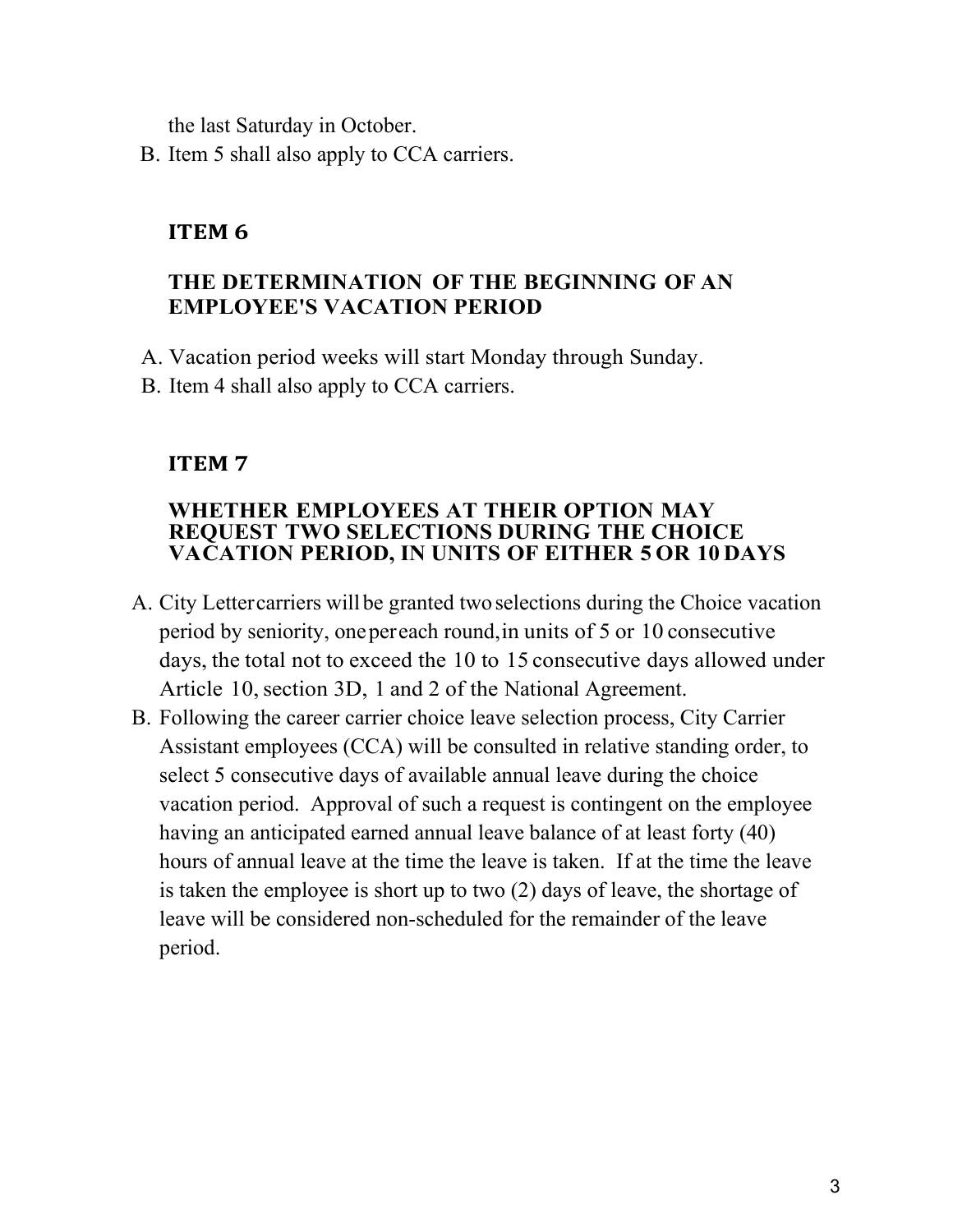the last Saturday in October.

B. Item 5 shall also apply to CCA carriers.

### ITEM 6

### THE DETERMINATION OF THE BEGINNING OF AN EMPLOYEE'S VACATION PERIOD

A. Vacation period weeks will start Monday through Sunday.
B. Item 4 shall also apply to CCA carriers.

### ITEM 7

### WHETHER EMPLOYEES AT THEIR OPTION MAY REQUEST TWO SELECTIONS DURING THE CHOICE VACATION PERIOD, IN UNITS OF EITHER 5 OR 10 DAYS

A. City Lettercarriers will be granted two selections during the Choice vacation period by seniority, one per each round, in units of 5 or 10 consecutive days, the total not to exceed the 10 to 15 consecutive days allowed under Article 10, section 3D, 1 and 2 of the National Agreement.
B. Following the career carrier choice leave selection process, City Carrier Assistant employees (CCA) will be consulted in relative standing order, to select 5 consecutive days of available annual leave during the choice vacation period. Approval of such a request is contingent on the employee having an anticipated earned annual leave balance of at least forty (40) hours of annual leave at the time the leave is taken. If at the time the leave is taken the employee is short up to two (2) days of leave, the shortage of leave will be considered non-scheduled for the remainder of the leave period.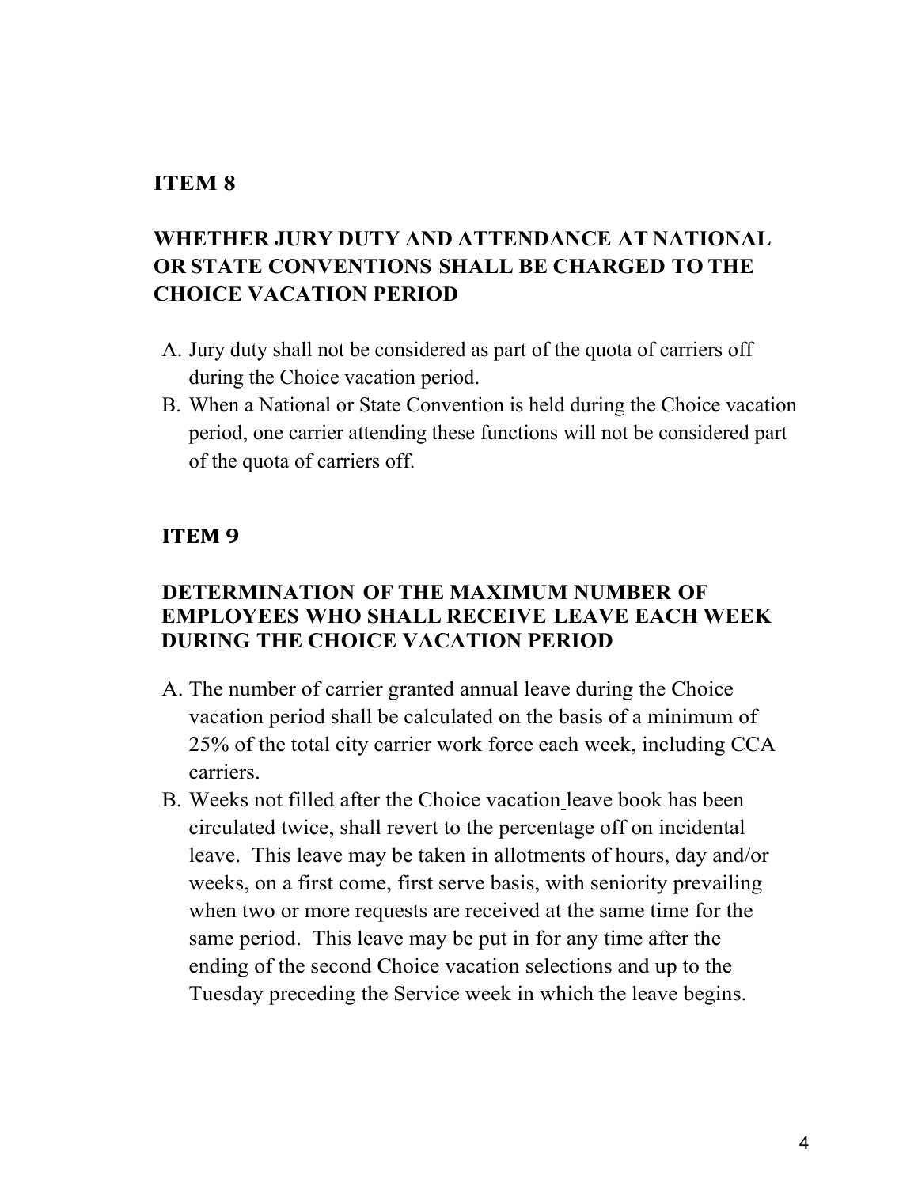## ITEM 8

## WHETHER JURY DUTY AND ATTENDANCE AT NATIONAL OR STATE CONVENTIONS SHALL BE CHARGED TO THE CHOICE VACATION PERIOD

A. Jury duty shall not be considered as part of the quota of carriers off during the Choice vacation period.
B. When a National or State Convention is held during the Choice vacation period, one carrier attending these functions will not be considered part of the quota of carriers off.

## ITEM 9

## DETERMINATION OF THE MAXIMUM NUMBER OF EMPLOYEES WHO SHALL RECEIVE LEAVE EACH WEEK DURING THE CHOICE VACATION PERIOD

A. The number of carrier granted annual leave during the Choice vacation period shall be calculated on the basis of a minimum of 25% of the total city carrier work force each week, including CCA carriers.
B. Weeks not filled after the Choice vacation leave book has been circulated twice, shall revert to the percentage off on incidental leave. This leave may be taken in allotments of hours, day and/or weeks, on a first come, first serve basis, with seniority prevailing when two or more requests are received at the same time for the same period. This leave may be put in for any time after the ending of the second Choice vacation selections and up to the Tuesday preceding the Service week in which the leave begins.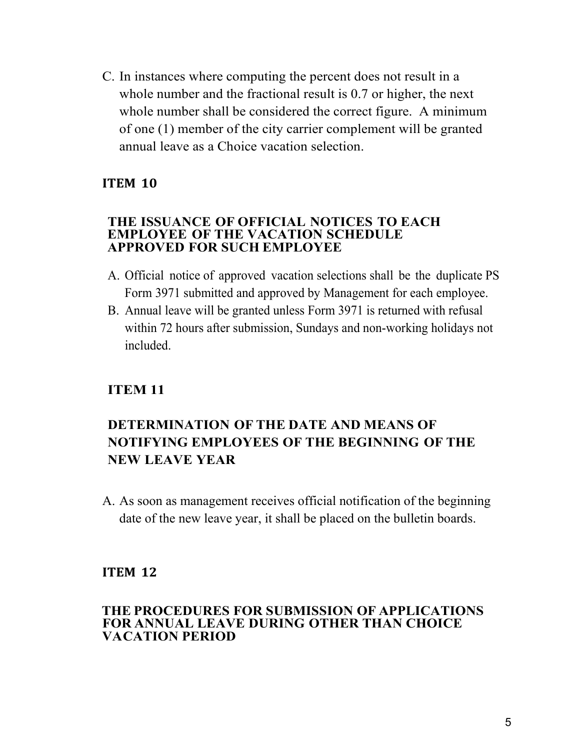C. In instances where computing the percent does not result in a whole number and the fractional result is 0.7 or higher, the next whole number shall be considered the correct figure. A minimum of one (1) member of the city carrier complement will be granted annual leave as a Choice vacation selection.

## ITEM 10

### THE ISSUANCE OF OFFICIAL NOTICES TO EACH EMPLOYEE OF THE VACATION SCHEDULE APPROVED FOR SUCH EMPLOYEE

A. Official notice of approved vacation selections shall be the duplicate PS Form 3971 submitted and approved by Management for each employee.
B. Annual leave will be granted unless Form 3971 is returned with refusal within 72 hours after submission, Sundays and non-working holidays not included.

## ITEM 11

### DETERMINATION OF THE DATE AND MEANS OF NOTIFYING EMPLOYEES OF THE BEGINNING OF THE NEW LEAVE YEAR

A. As soon as management receives official notification of the beginning date of the new leave year, it shall be placed on the bulletin boards.

## ITEM 12

### THE PROCEDURES FOR SUBMISSION OF APPLICATIONS FOR ANNUAL LEAVE DURING OTHER THAN CHOICE VACATION PERIOD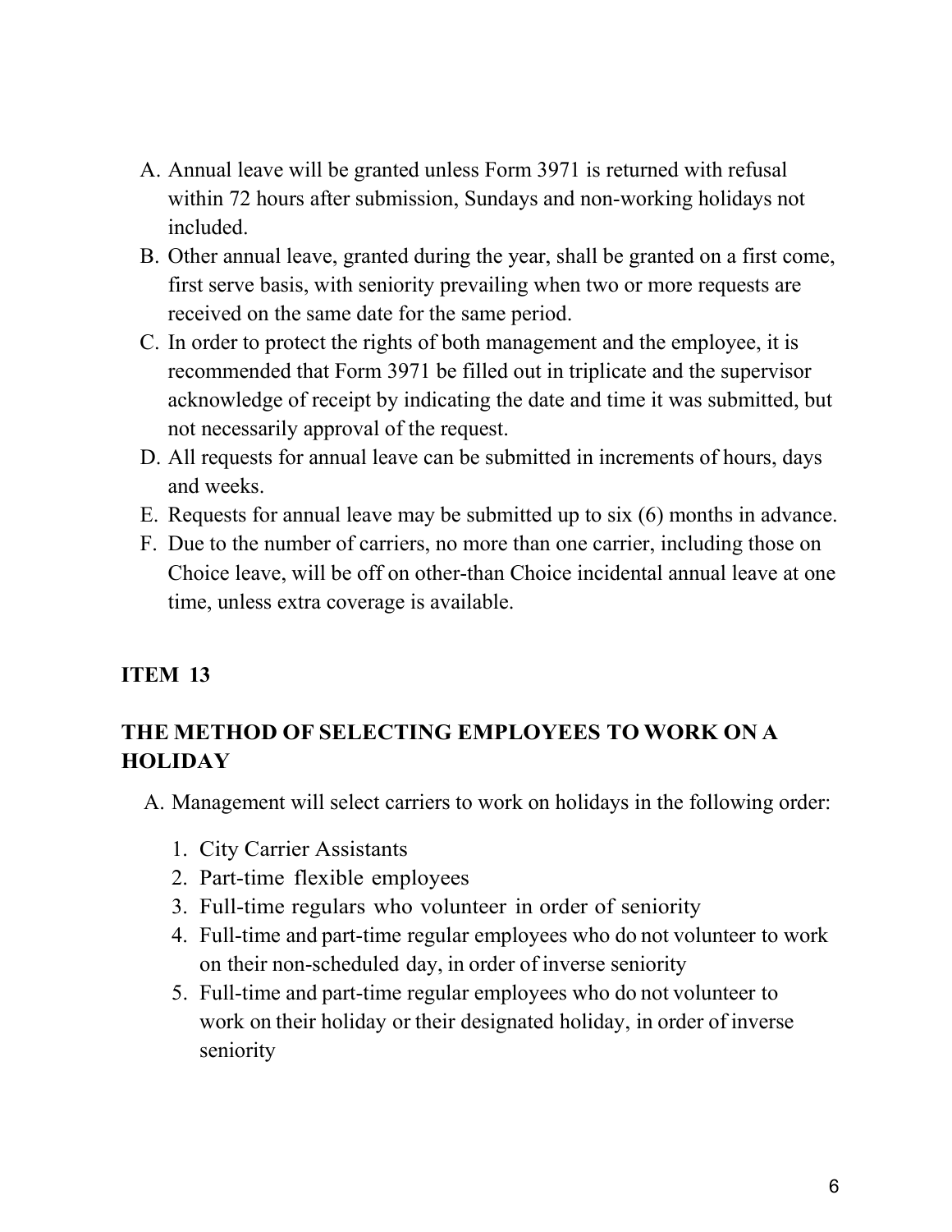A. Annual leave will be granted unless Form 3971 is returned with refusal within 72 hours after submission, Sundays and non-working holidays not included.
B. Other annual leave, granted during the year, shall be granted on a first come, first serve basis, with seniority prevailing when two or more requests are received on the same date for the same period.
C. In order to protect the rights of both management and the employee, it is recommended that Form 3971 be filled out in triplicate and the supervisor acknowledge of receipt by indicating the date and time it was submitted, but not necessarily approval of the request.
D. All requests for annual leave can be submitted in increments of hours, days and weeks.
E. Requests for annual leave may be submitted up to six (6) months in advance.
F. Due to the number of carriers, no more than one carrier, including those on Choice leave, will be off on other-than Choice incidental annual leave at one time, unless extra coverage is available.

**ITEM 13**

**THE METHOD OF SELECTING EMPLOYEES TO WORK ON A HOLIDAY**

A. Management will select carriers to work on holidays in the following order:

1. City Carrier Assistants
2. Part-time flexible employees
3. Full-time regulars who volunteer in order of seniority
4. Full-time and part-time regular employees who do not volunteer to work on their non-scheduled day, in order of inverse seniority
5. Full-time and part-time regular employees who do not volunteer to work on their holiday or their designated holiday, in order of inverse seniority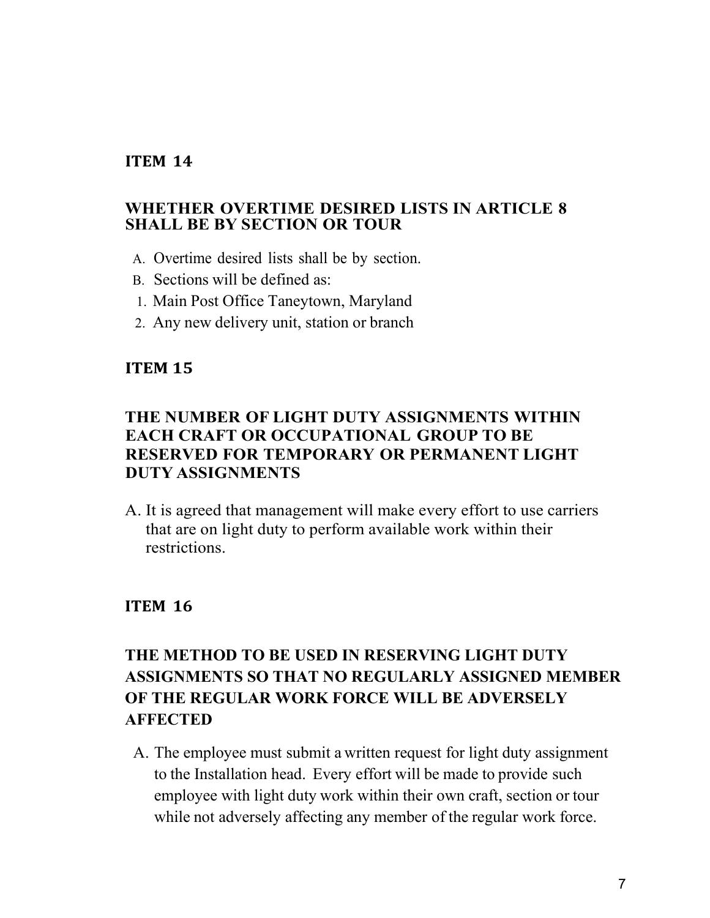## ITEM 14

### WHETHER OVERTIME DESIRED LISTS IN ARTICLE 8 SHALL BE BY SECTION OR TOUR

A. Overtime desired lists shall be by section.

B. Sections will be defined as:

1. Main Post Office Taneytown, Maryland
2. Any new delivery unit, station or branch

## ITEM 15

### THE NUMBER OF LIGHT DUTY ASSIGNMENTS WITHIN EACH CRAFT OR OCCUPATIONAL GROUP TO BE RESERVED FOR TEMPORARY OR PERMANENT LIGHT DUTY ASSIGNMENTS

A. It is agreed that management will make every effort to use carriers that are on light duty to perform available work within their restrictions.

## ITEM 16

### THE METHOD TO BE USED IN RESERVING LIGHT DUTY ASSIGNMENTS SO THAT NO REGULARLY ASSIGNED MEMBER OF THE REGULAR WORK FORCE WILL BE ADVERSELY AFFECTED

A. The employee must submit a written request for light duty assignment to the Installation head. Every effort will be made to provide such employee with light duty work within their own craft, section or tour while not adversely affecting any member of the regular work force.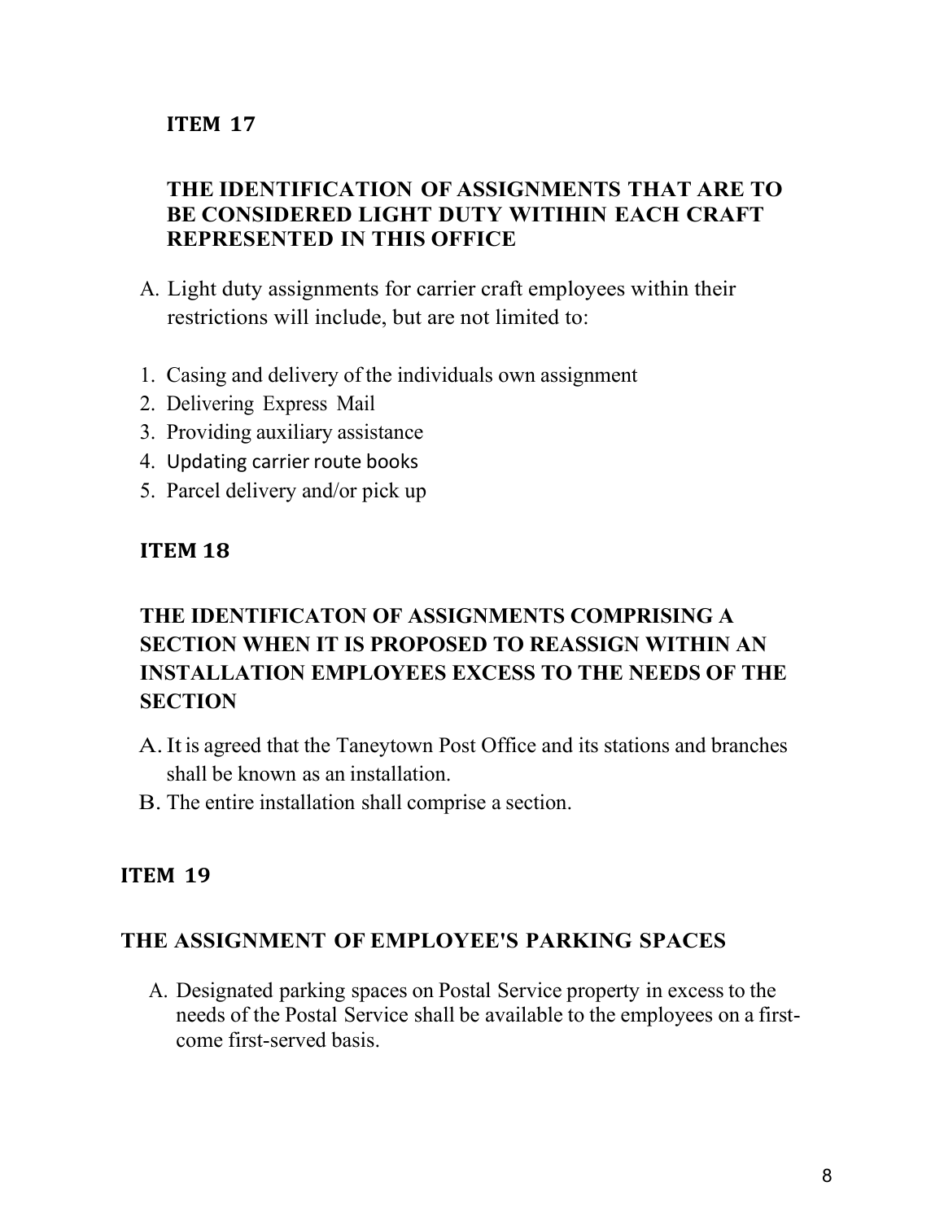## ITEM 17

### THE IDENTIFICATION OF ASSIGNMENTS THAT ARE TO BE CONSIDERED LIGHT DUTY WITIHIN EACH CRAFT REPRESENTED IN THIS OFFICE

A. Light duty assignments for carrier craft employees within their restrictions will include, but are not limited to:

1. Casing and delivery of the individuals own assignment
2. Delivering Express Mail
3. Providing auxiliary assistance
4. Updating carrier route books
5. Parcel delivery and/or pick up

## ITEM 18

### THE IDENTIFICATON OF ASSIGNMENTS COMPRISING A SECTION WHEN IT IS PROPOSED TO REASSIGN WITHIN AN INSTALLATION EMPLOYEES EXCESS TO THE NEEDS OF THE SECTION

A. It is agreed that the Taneytown Post Office and its stations and branches shall be known as an installation.

B. The entire installation shall comprise a section.

## ITEM 19

### THE ASSIGNMENT OF EMPLOYEE'S PARKING SPACES

A. Designated parking spaces on Postal Service property in excess to the needs of the Postal Service shall be available to the employees on a first-come first-served basis.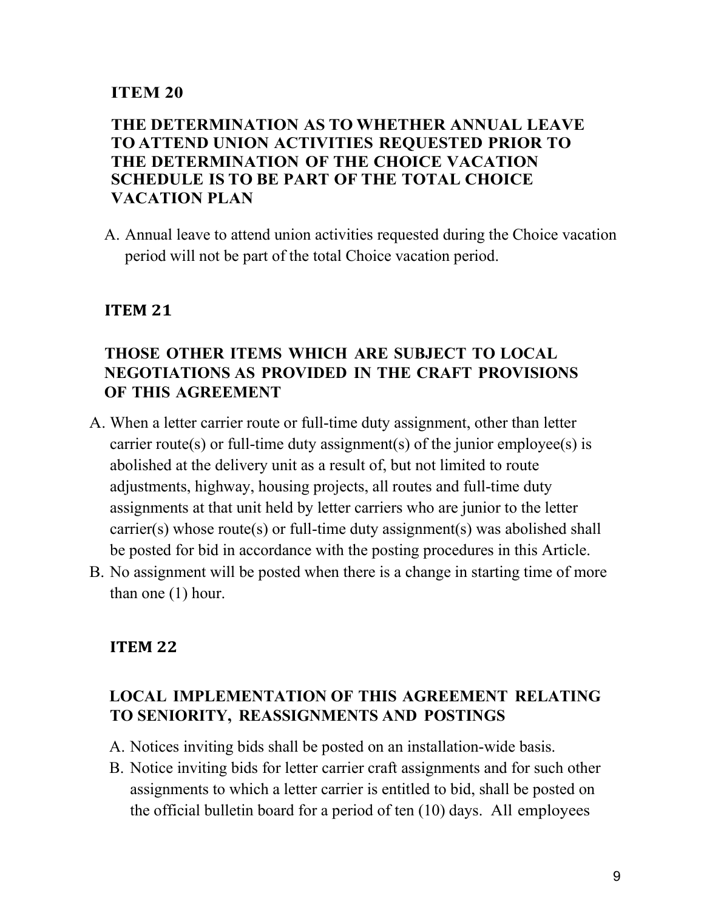## ITEM 20

### THE DETERMINATION AS TO WHETHER ANNUAL LEAVE TO ATTEND UNION ACTIVITIES REQUESTED PRIOR TO THE DETERMINATION OF THE CHOICE VACATION SCHEDULE IS TO BE PART OF THE TOTAL CHOICE VACATION PLAN

A. Annual leave to attend union activities requested during the Choice vacation period will not be part of the total Choice vacation period.

## ITEM 21

### THOSE OTHER ITEMS WHICH ARE SUBJECT TO LOCAL NEGOTIATIONS AS PROVIDED IN THE CRAFT PROVISIONS OF THIS AGREEMENT

A. When a letter carrier route or full-time duty assignment, other than letter carrier route(s) or full-time duty assignment(s) of the junior employee(s) is abolished at the delivery unit as a result of, but not limited to route adjustments, highway, housing projects, all routes and full-time duty assignments at that unit held by letter carriers who are junior to the letter carrier(s) whose route(s) or full-time duty assignment(s) was abolished shall be posted for bid in accordance with the posting procedures in this Article.
B. No assignment will be posted when there is a change in starting time of more than one (1) hour.

## ITEM 22

### LOCAL IMPLEMENTATION OF THIS AGREEMENT RELATING TO SENIORITY, REASSIGNMENTS AND POSTINGS

A. Notices inviting bids shall be posted on an installation-wide basis.
B. Notice inviting bids for letter carrier craft assignments and for such other assignments to which a letter carrier is entitled to bid, shall be posted on the official bulletin board for a period of ten (10) days. All employees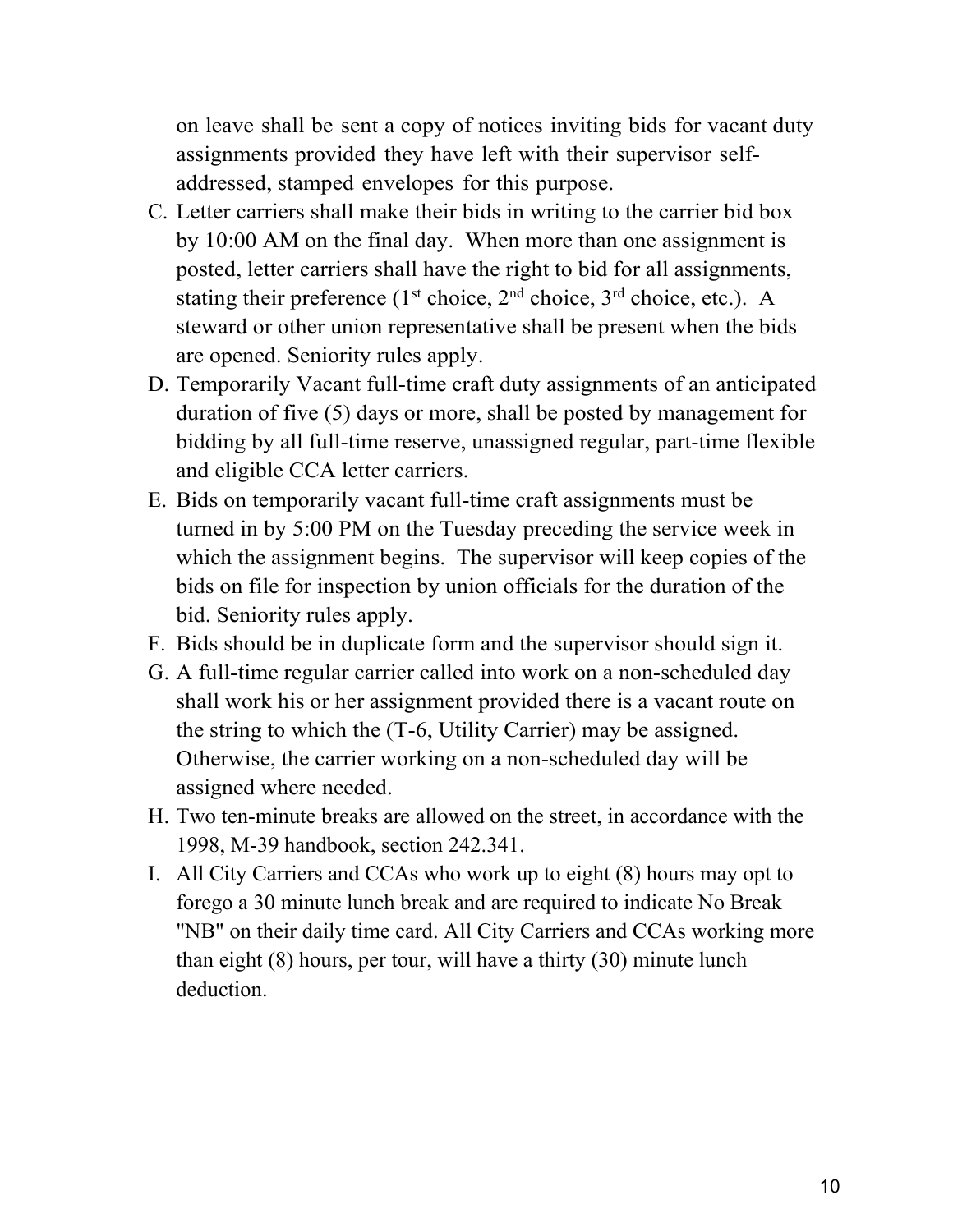on leave shall be sent a copy of notices inviting bids for vacant duty assignments provided they have left with their supervisor self-addressed, stamped envelopes for this purpose.

C. Letter carriers shall make their bids in writing to the carrier bid box by 10:00 AM on the final day. When more than one assignment is posted, letter carriers shall have the right to bid for all assignments, stating their preference (1st choice, 2nd choice, 3rd choice, etc.). A steward or other union representative shall be present when the bids are opened. Seniority rules apply.

D. Temporarily Vacant full-time craft duty assignments of an anticipated duration of five (5) days or more, shall be posted by management for bidding by all full-time reserve, unassigned regular, part-time flexible and eligible CCA letter carriers.

E. Bids on temporarily vacant full-time craft assignments must be turned in by 5:00 PM on the Tuesday preceding the service week in which the assignment begins. The supervisor will keep copies of the bids on file for inspection by union officials for the duration of the bid. Seniority rules apply.

F. Bids should be in duplicate form and the supervisor should sign it.

G. A full-time regular carrier called into work on a non-scheduled day shall work his or her assignment provided there is a vacant route on the string to which the (T-6, Utility Carrier) may be assigned. Otherwise, the carrier working on a non-scheduled day will be assigned where needed.

H. Two ten-minute breaks are allowed on the street, in accordance with the 1998, M-39 handbook, section 242.341.

I. All City Carriers and CCAs who work up to eight (8) hours may opt to forego a 30 minute lunch break and are required to indicate No Break "NB" on their daily time card. All City Carriers and CCAs working more than eight (8) hours, per tour, will have a thirty (30) minute lunch deduction.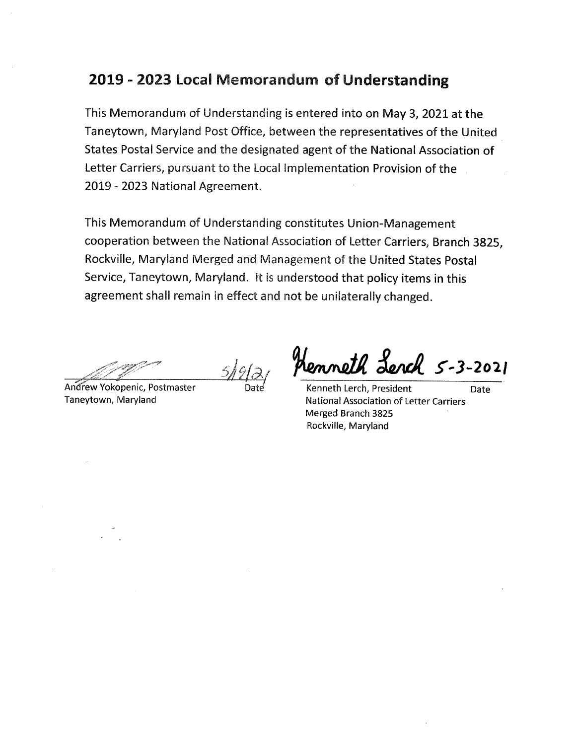## 2019 - 2023 Local Memorandum of Understanding

This Memorandum of Understanding is entered into on May 3, 2021 at the Taneytown, Maryland Post Office, between the representatives of the United States Postal Service and the designated agent of the National Association of Letter Carriers, pursuant to the Local Implementation Provision of the 2019 - 2023 National Agreement.

This Memorandum of Understanding constitutes Union-Management cooperation between the National Association of Letter Carriers, Branch 3825, Rockville, Maryland Merged and Management of the United States Postal Service, Taneytown, Maryland. It is understood that policy items in this agreement shall remain in effect and not be unilaterally changed.

5/9/21

Andrew Yokopenic, Postmaster
Taneytown, Maryland

Date

Kenneth Lerch 5-3-2021

Kenneth Lerch, President
National Association of Letter Carriers
Merged Branch 3825
Rockville, Maryland

Date